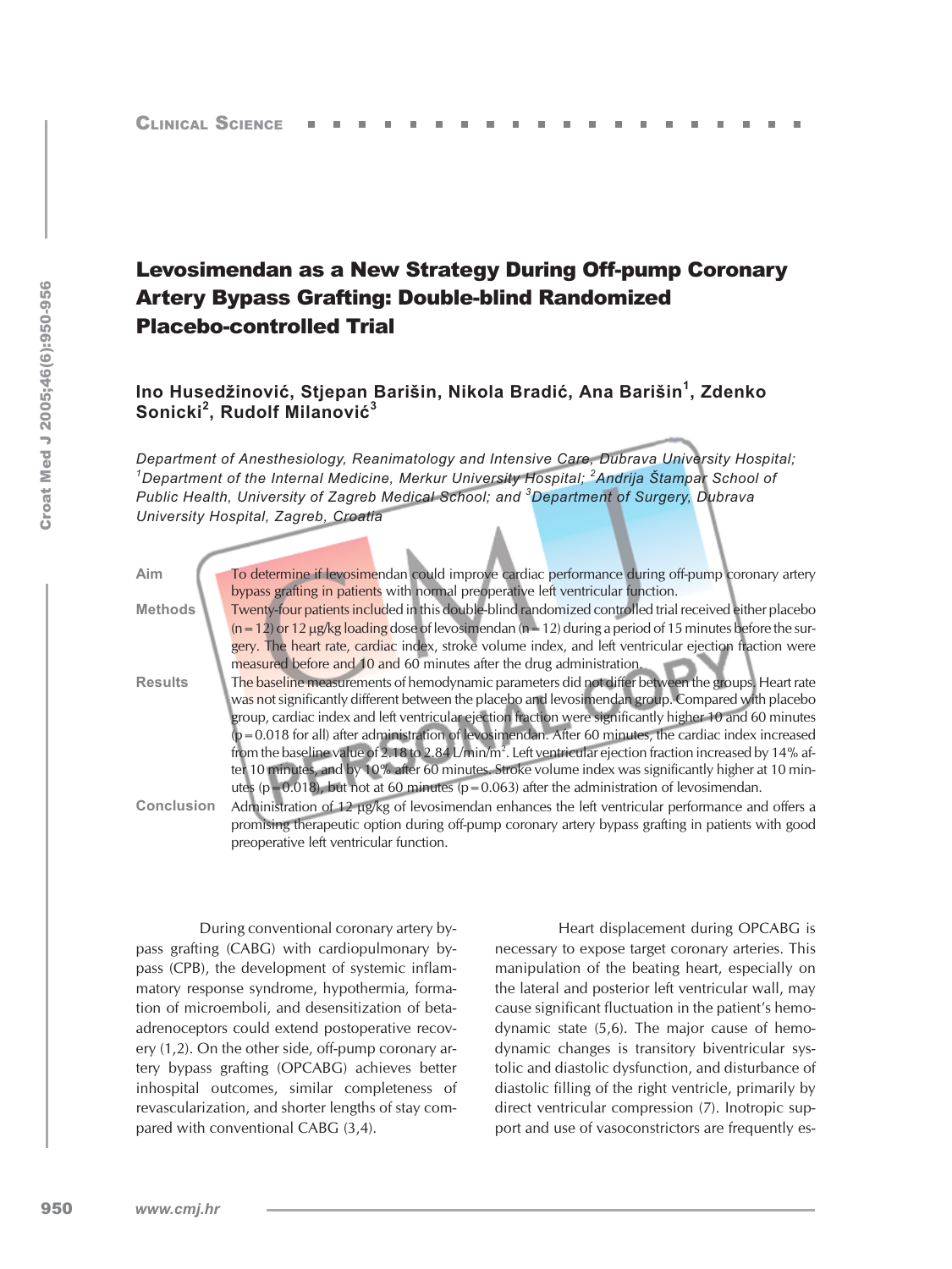CLINICAL SCIENCE

# Levosimendan as a New Strategy During Off-pump Coronary Artery Bypass Grafting: Double-blind Randomized Placebo-controlled Trial

**Ino Husedžinović, Stjepan Barišin, Nikola Bradić, Ana Barišin[1], Zdenko Sonicki[2], Rudolf Milanović[3]**

*Department of Anesthesiology, Reanimatology and Intensive Care, Dubrava University Hospital; [1]Department of the Internal Medicine, Merkur University Hospital; [2]Andrija Štampar School of Public Health, University of Zagreb Medical School; and [3]Department of Surgery, Dubrava University Hospital, Zagreb, Croatia*

**Aim** To determine if levosimendan could improve cardiac performance during off-pump coronary artery bypass grafting in patients with normal preoperative left ventricular function.

**Methods** Twenty-four patients included in this double-blind randomized controlled trial received either placebo (n = 12) or 12 μg/kg loading dose of levosimendan (n = 12) during a period of 15 minutes before the surgery. The heart rate, cardiac index, stroke volume index, and left ventricular ejection fraction were measured before and 10 and 60 minutes after the drug administration.

**Results** The baseline measurements of hemodynamic parameters did not differ between the groups. Heart rate was not significantly different between the placebo and levosimendan group. Compared with placebo group, cardiac index and left ventricular ejection fraction were significantly higher 10 and 60 minutes ($p = 0.018$ for all) after administration of levosimendan. After 60 minutes, the cardiac index increased from the baseline value of 2.18 to 2.84 L/min/m$^2$. Left ventricular ejection fraction increased by 14% after 10 minutes, and by 10% after 60 minutes. Stroke volume index was significantly higher at 10 minutes ($p = 0.018$), but not at 60 minutes ($p = 0.063$) after the administration of levosimendan.

**Conclusion** Administration of 12 μg/kg of levosimendan enhances the left ventricular performance and offers a promising therapeutic option during off-pump coronary artery bypass grafting in patients with good preoperative left ventricular function.

During conventional coronary artery bypass grafting (CABG) with cardiopulmonary bypass (CPB), the development of systemic inflammatory response syndrome, hypothermia, formation of microemboli, and desensitization of beta-adrenoceptors could extend postoperative recovery (1,2). On the other side, off-pump coronary artery bypass grafting (OPCABG) achieves better inhospital outcomes, similar completeness of revascularization, and shorter lengths of stay compared with conventional CABG (3,4).

Heart displacement during OPCABG is necessary to expose target coronary arteries. This manipulation of the beating heart, especially on the lateral and posterior left ventricular wall, may cause significant fluctuation in the patient's hemodynamic state (5,6). The major cause of hemodynamic changes is transitory biventricular systolic and diastolic dysfunction, and disturbance of diastolic filling of the right ventricle, primarily by direct ventricular compression (7). Inotropic support and use of vasoconstrictors are frequently es-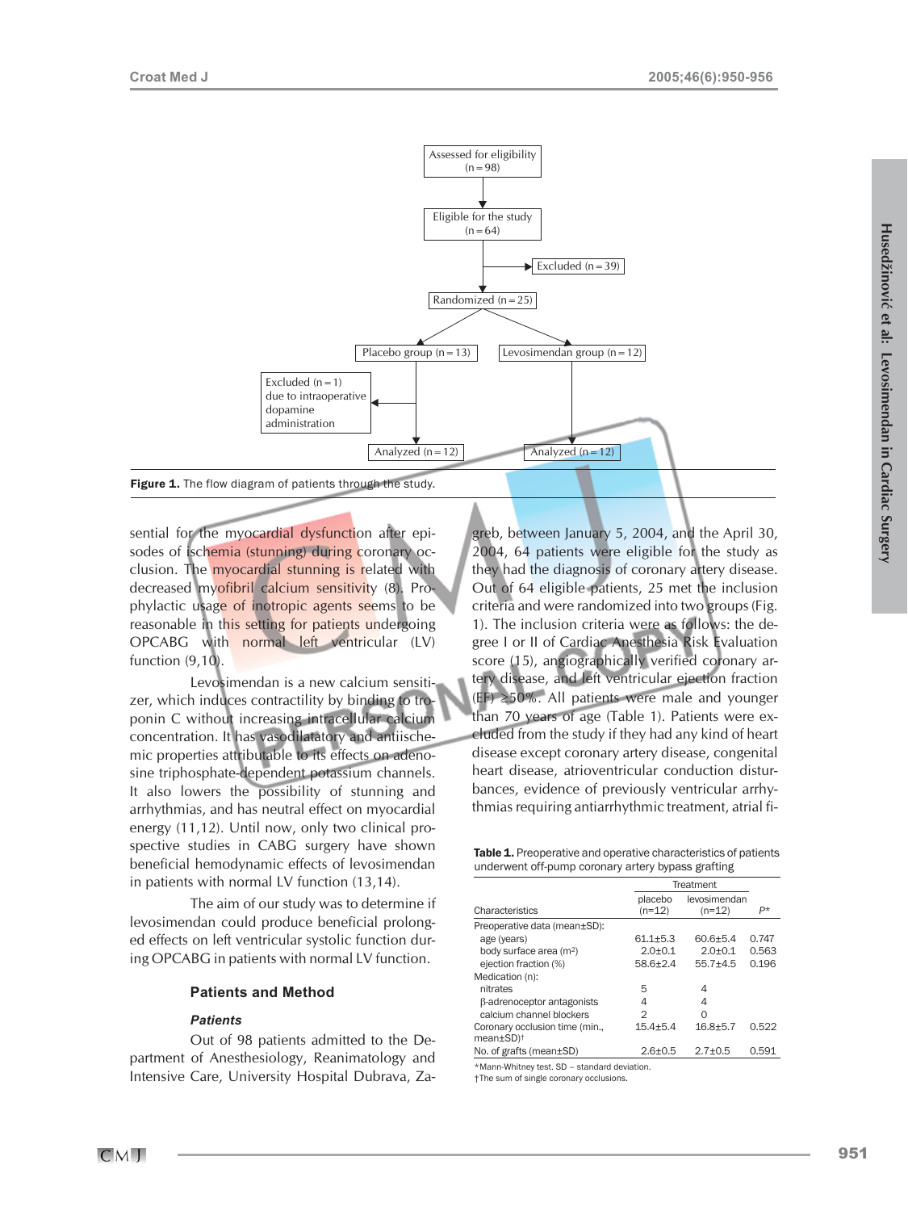Assessed for eligibility (n = 98)

Eligible for the study (n = 64)

Excluded (n = 39)

Randomized (n = 25)

Placebo group (n = 13)

Levosimendan group (n = 12)

Excluded (n = 1) due to intraoperative dopamine administration

Analyzed (n = 12)

Analyzed (n = 12)

**Figure 1.** The flow diagram of patients through the study.

sential for the myocardial dysfunction after episodes of ischemia (stunning) during coronary occlusion. The myocardial stunning is related with decreased myofibril calcium sensitivity (8). Prophylactic usage of inotropic agents seems to be reasonable in this setting for patients undergoing OPCABG with normal left ventricular (LV) function (9,10).

Levosimendan is a new calcium sensitizer, which induces contractility by binding to troponin C without increasing intracellular calcium concentration. It has vasodilatatory and antiischemic properties attributable to its effects on adenosine triphosphate-dependent potassium channels. It also lowers the possibility of stunning and arrhythmias, and has neutral effect on myocardial energy (11,12). Until now, only two clinical prospective studies in CABG surgery have shown beneficial hemodynamic effects of levosimendan in patients with normal LV function (13,14).

The aim of our study was to determine if levosimendan could produce beneficial prolonged effects on left ventricular systolic function during OPCABG in patients with normal LV function.

## Patients and Method

### *Patients*

Out of 98 patients admitted to the Department of Anesthesiology, Reanimatology and Intensive Care, University Hospital Dubrava, Zagreb, between January 5, 2004, and the April 30, 2004, 64 patients were eligible for the study as they had the diagnosis of coronary artery disease. Out of 64 eligible patients, 25 met the inclusion criteria and were randomized into two groups (Fig. 1). The inclusion criteria were as follows: the degree I or II of Cardiac Anesthesia Risk Evaluation score (15), angiographically verified coronary artery disease, and left ventricular ejection fraction (EF) ≥50%. All patients were male and younger than 70 years of age (Table 1). Patients were excluded from the study if they had any kind of heart disease except coronary artery disease, congenital heart disease, atrioventricular conduction disturbances, evidence of previously ventricular arrhythmias requiring antiarrhythmic treatment, atrial fi-

**Table 1.** Preoperative and operative characteristics of patients underwent off-pump coronary artery bypass grafting

| Characteristics | Treatment placebo (n=12) | Treatment levosimendan (n=12) | P* |
|---|---|---|---|
| Preoperative data (mean±SD): | | | |
| age (years) | 61.1±5.3 | 60.6±5.4 | 0.747 |
| body surface area (m$^2$) | 2.0±0.1 | 2.0±0.1 | 0.563 |
| ejection fraction (%) | 58.6±2.4 | 55.7±4.5 | 0.196 |
| Medication (n): | | | |
| nitrates | 5 | 4 | |
| β-adrenoceptor antagonists | 4 | 4 | |
| calcium channel blockers | 2 | 0 | |
| Coronary occlusion time (min., mean±SD)† | 15.4±5.4 | 16.8±5.7 | 0.522 |
| No. of grafts (mean±SD) | 2.6±0.5 | 2.7±0.5 | 0.591 |

*Mann-Whitney test. SD – standard deviation.
†The sum of single coronary occlusions.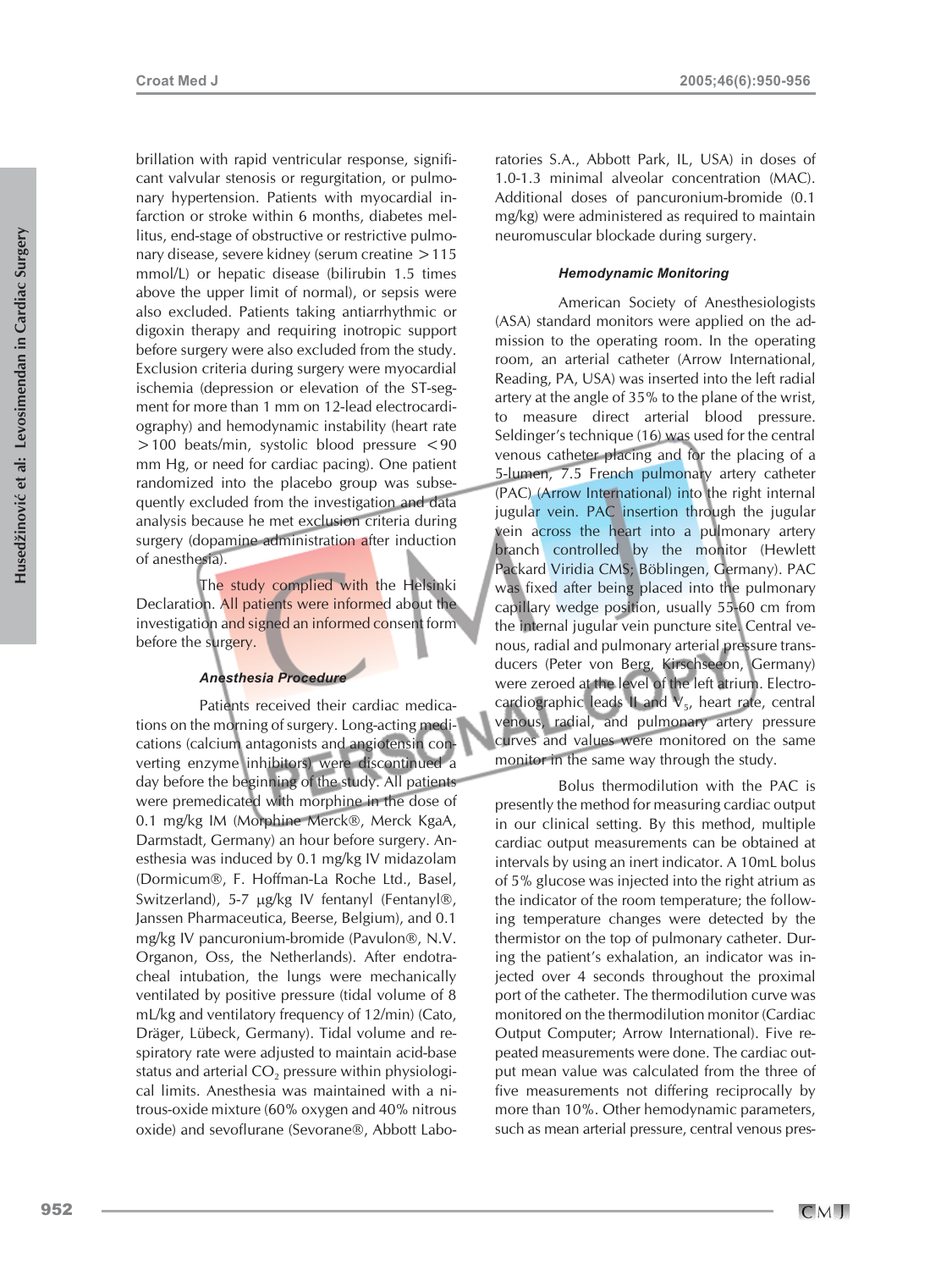brillation with rapid ventricular response, significant valvular stenosis or regurgitation, or pulmonary hypertension. Patients with myocardial infarction or stroke within 6 months, diabetes mellitus, end-stage of obstructive or restrictive pulmonary disease, severe kidney (serum creatine >115 mmol/L) or hepatic disease (bilirubin 1.5 times above the upper limit of normal), or sepsis were also excluded. Patients taking antiarrhythmic or digoxin therapy and requiring inotropic support before surgery were also excluded from the study. Exclusion criteria during surgery were myocardial ischemia (depression or elevation of the ST-segment for more than 1 mm on 12-lead electrocardiography) and hemodynamic instability (heart rate >100 beats/min, systolic blood pressure <90 mm Hg, or need for cardiac pacing). One patient randomized into the placebo group was subsequently excluded from the investigation and data analysis because he met exclusion criteria during surgery (dopamine administration after induction of anesthesia).

The study complied with the Helsinki Declaration. All patients were informed about the investigation and signed an informed consent form before the surgery.

### *Anesthesia Procedure*

Patients received their cardiac medications on the morning of surgery. Long-acting medications (calcium antagonists and angiotensin converting enzyme inhibitors) were discontinued a day before the beginning of the study. All patients were premedicated with morphine in the dose of 0.1 mg/kg IM (Morphine Merck®, Merck KgaA, Darmstadt, Germany) an hour before surgery. Anesthesia was induced by 0.1 mg/kg IV midazolam (Dormicum®, F. Hoffman-La Roche Ltd., Basel, Switzerland), 5-7 μg/kg IV fentanyl (Fentanyl®, Janssen Pharmaceutica, Beerse, Belgium), and 0.1 mg/kg IV pancuronium-bromide (Pavulon®, N.V. Organon, Oss, the Netherlands). After endotracheal intubation, the lungs were mechanically ventilated by positive pressure (tidal volume of 8 mL/kg and ventilatory frequency of 12/min) (Cato, Dräger, Lübeck, Germany). Tidal volume and respiratory rate were adjusted to maintain acid-base status and arterial $CO_2$ pressure within physiological limits. Anesthesia was maintained with a nitrous-oxide mixture (60% oxygen and 40% nitrous oxide) and sevoflurane (Sevorane®, Abbott Laboratories S.A., Abbott Park, IL, USA) in doses of 1.0-1.3 minimal alveolar concentration (MAC). Additional doses of pancuronium-bromide (0.1 mg/kg) were administered as required to maintain neuromuscular blockade during surgery.

### *Hemodynamic Monitoring*

American Society of Anesthesiologists (ASA) standard monitors were applied on the admission to the operating room. In the operating room, an arterial catheter (Arrow International, Reading, PA, USA) was inserted into the left radial artery at the angle of 35% to the plane of the wrist, to measure direct arterial blood pressure. Seldinger's technique (16) was used for the central venous catheter placing and for the placing of a 5-lumen, 7.5 French pulmonary artery catheter (PAC) (Arrow International) into the right internal jugular vein. PAC insertion through the jugular vein across the heart into a pulmonary artery branch controlled by the monitor (Hewlett Packard Viridia CMS; Böblingen, Germany). PAC was fixed after being placed into the pulmonary capillary wedge position, usually 55-60 cm from the internal jugular vein puncture site. Central venous, radial and pulmonary arterial pressure transducers (Peter von Berg, Kirschseeon, Germany) were zeroed at the level of the left atrium. Electrocardiographic leads II and $V_5$, heart rate, central venous, radial, and pulmonary artery pressure curves and values were monitored on the same monitor in the same way through the study.

Bolus thermodilution with the PAC is presently the method for measuring cardiac output in our clinical setting. By this method, multiple cardiac output measurements can be obtained at intervals by using an inert indicator. A 10mL bolus of 5% glucose was injected into the right atrium as the indicator of the room temperature; the following temperature changes were detected by the thermistor on the top of pulmonary catheter. During the patient's exhalation, an indicator was injected over 4 seconds throughout the proximal port of the catheter. The thermodilution curve was monitored on the thermodilution monitor (Cardiac Output Computer; Arrow International). Five repeated measurements were done. The cardiac output mean value was calculated from the three of five measurements not differing reciprocally by more than 10%. Other hemodynamic parameters, such as mean arterial pressure, central venous pres-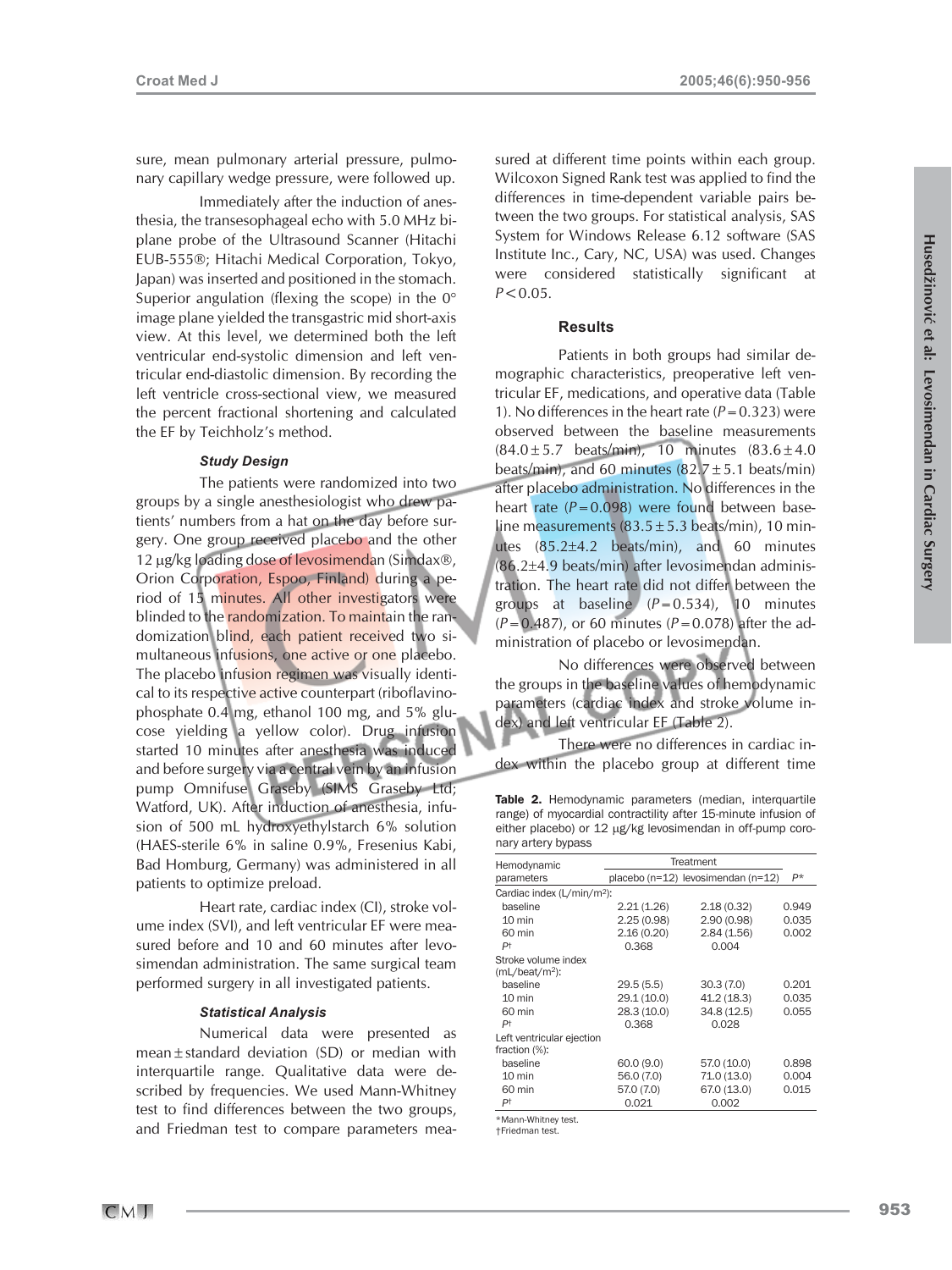sure, mean pulmonary arterial pressure, pulmonary capillary wedge pressure, were followed up.

Immediately after the induction of anesthesia, the transesophageal echo with 5.0 MHz biplane probe of the Ultrasound Scanner (Hitachi EUB-555®; Hitachi Medical Corporation, Tokyo, Japan) was inserted and positioned in the stomach. Superior angulation (flexing the scope) in the 0° image plane yielded the transgastric mid short-axis view. At this level, we determined both the left ventricular end-systolic dimension and left ventricular end-diastolic dimension. By recording the left ventricle cross-sectional view, we measured the percent fractional shortening and calculated the EF by Teichholz's method.

### *Study Design*

The patients were randomized into two groups by a single anesthesiologist who drew patients' numbers from a hat on the day before surgery. One group received placebo and the other 12 μg/kg loading dose of levosimendan (Simdax®, Orion Corporation, Espoo, Finland) during a period of 15 minutes. All other investigators were blinded to the randomization. To maintain the randomization blind, each patient received two simultaneous infusions, one active or one placebo. The placebo infusion regimen was visually identical to its respective active counterpart (riboflavinophosphate 0.4 mg, ethanol 100 mg, and 5% glucose yielding a yellow color). Drug infusion started 10 minutes after anesthesia was induced and before surgery via a central vein by an infusion pump Omnifuse Graseby (SIMS Graseby Ltd; Watford, UK). After induction of anesthesia, infusion of 500 mL hydroxyethylstarch 6% solution (HAES-sterile 6% in saline 0.9%, Fresenius Kabi, Bad Homburg, Germany) was administered in all patients to optimize preload.

Heart rate, cardiac index (CI), stroke volume index (SVI), and left ventricular EF were measured before and 10 and 60 minutes after levosimendan administration. The same surgical team performed surgery in all investigated patients.

### *Statistical Analysis*

Numerical data were presented as mean ± standard deviation (SD) or median with interquartile range. Qualitative data were described by frequencies. We used Mann-Whitney test to find differences between the two groups, and Friedman test to compare parameters measured at different time points within each group. Wilcoxon Signed Rank test was applied to find the differences in time-dependent variable pairs between the two groups. For statistical analysis, SAS System for Windows Release 6.12 software (SAS Institute Inc., Cary, NC, USA) was used. Changes were considered statistically significant at $P < 0.05$.

## Results

Patients in both groups had similar demographic characteristics, preoperative left ventricular EF, medications, and operative data (Table 1). No differences in the heart rate ($P = 0.323$) were observed between the baseline measurements (84.0 ± 5.7 beats/min), 10 minutes (83.6 ± 4.0 beats/min), and 60 minutes (82.7 ± 5.1 beats/min) after placebo administration. No differences in the heart rate ($P = 0.098$) were found between baseline measurements (83.5 ± 5.3 beats/min), 10 minutes (85.2±4.2 beats/min), and 60 minutes (86.2±4.9 beats/min) after levosimendan administration. The heart rate did not differ between the groups at baseline ($P = 0.534$), 10 minutes ($P = 0.487$), or 60 minutes ($P = 0.078$) after the administration of placebo or levosimendan.

No differences were observed between the groups in the baseline values of hemodynamic parameters (cardiac index and stroke volume index) and left ventricular EF (Table 2).

There were no differences in cardiac index within the placebo group at different time

**Table 2.** Hemodynamic parameters (median, interquartile range) of myocardial contractility after 15-minute infusion of either placebo) or 12 μg/kg levosimendan in off-pump coronary artery bypass

| Hemodynamic parameters | Treatment | | $P$* |
|---|---|---|---|
| | placebo (n=12) | levosimendan (n=12) | |
| Cardiac index (L/min/m²): | | | |
| baseline | 2.21 (1.26) | 2.18 (0.32) | 0.949 |
| 10 min | 2.25 (0.98) | 2.90 (0.98) | 0.035 |
| 60 min | 2.16 (0.20) | 2.84 (1.56) | 0.002 |
| $P$† | 0.368 | 0.004 | |
| Stroke volume index (mL/beat/m²): | | | |
| baseline | 29.5 (5.5) | 30.3 (7.0) | 0.201 |
| 10 min | 29.1 (10.0) | 41.2 (18.3) | 0.035 |
| 60 min | 28.3 (10.0) | 34.8 (12.5) | 0.055 |
| $P$† | 0.368 | 0.028 | |
| Left ventricular ejection fraction (%): | | | |
| baseline | 60.0 (9.0) | 57.0 (10.0) | 0.898 |
| 10 min | 56.0 (7.0) | 71.0 (13.0) | 0.004 |
| 60 min | 57.0 (7.0) | 67.0 (13.0) | 0.015 |
| $P$† | 0.021 | 0.002 | |

*Mann-Whitney test.
†Friedman test.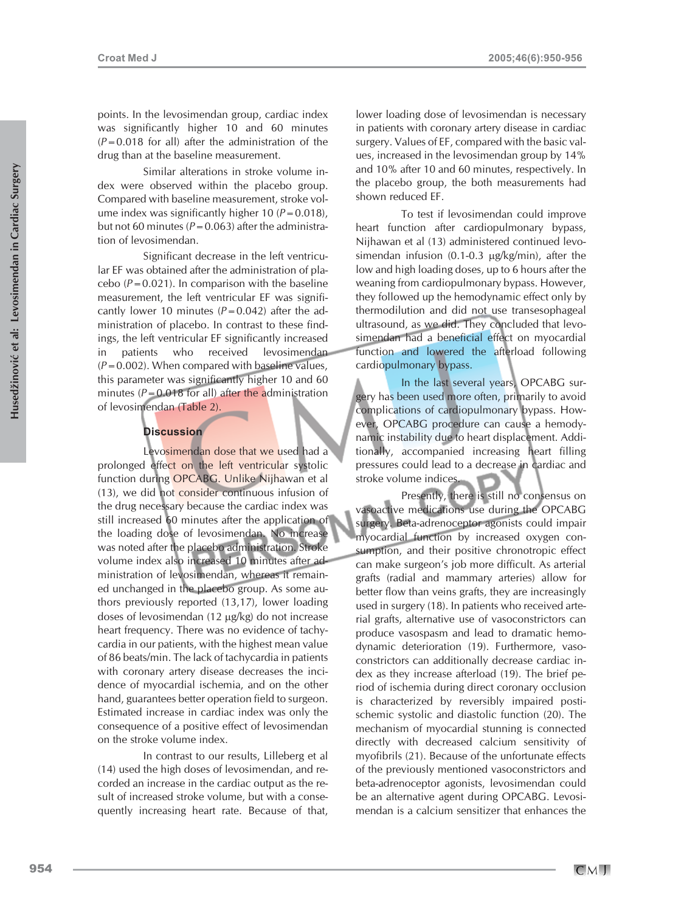points. In the levosimendan group, cardiac index was significantly higher 10 and 60 minutes ($P = 0.018$ for all) after the administration of the drug than at the baseline measurement.

Similar alterations in stroke volume index were observed within the placebo group. Compared with baseline measurement, stroke volume index was significantly higher 10 ($P = 0.018$), but not 60 minutes ($P = 0.063$) after the administration of levosimendan.

Significant decrease in the left ventricular EF was obtained after the administration of placebo ($P = 0.021$). In comparison with the baseline measurement, the left ventricular EF was significantly lower 10 minutes ($P = 0.042$) after the administration of placebo. In contrast to these findings, the left ventricular EF significantly increased in patients who received levosimendan ($P = 0.002$). When compared with baseline values, this parameter was significantly higher 10 and 60 minutes ($P = 0.018$ for all) after the administration of levosimendan (Table 2).

## Discussion

Levosimendan dose that we used had a prolonged effect on the left ventricular systolic function during OPCABG. Unlike Nijhawan et al (13), we did not consider continuous infusion of the drug necessary because the cardiac index was still increased 60 minutes after the application of the loading dose of levosimendan. No increase was noted after the placebo administration. Stroke volume index also increased 10 minutes after administration of levosimendan, whereas it remained unchanged in the placebo group. As some authors previously reported (13,17), lower loading doses of levosimendan (12 μg/kg) do not increase heart frequency. There was no evidence of tachycardia in our patients, with the highest mean value of 86 beats/min. The lack of tachycardia in patients with coronary artery disease decreases the incidence of myocardial ischemia, and on the other hand, guarantees better operation field to surgeon. Estimated increase in cardiac index was only the consequence of a positive effect of levosimendan on the stroke volume index.

In contrast to our results, Lilleberg et al (14) used the high doses of levosimendan, and recorded an increase in the cardiac output as the result of increased stroke volume, but with a consequently increasing heart rate. Because of that, lower loading dose of levosimendan is necessary in patients with coronary artery disease in cardiac surgery. Values of EF, compared with the basic values, increased in the levosimendan group by 14% and 10% after 10 and 60 minutes, respectively. In the placebo group, the both measurements had shown reduced EF.

To test if levosimendan could improve heart function after cardiopulmonary bypass, Nijhawan et al (13) administered continued levosimendan infusion (0.1-0.3 μg/kg/min), after the low and high loading doses, up to 6 hours after the weaning from cardiopulmonary bypass. However, they followed up the hemodynamic effect only by thermodilution and did not use transesophageal ultrasound, as we did. They concluded that levosimendan had a beneficial effect on myocardial function and lowered the afterload following cardiopulmonary bypass.

In the last several years, OPCABG surgery has been used more often, primarily to avoid complications of cardiopulmonary bypass. However, OPCABG procedure can cause a hemodynamic instability due to heart displacement. Additionally, accompanied increasing heart filling pressures could lead to a decrease in cardiac and stroke volume indices.

Presently, there is still no consensus on vasoactive medications use during the OPCABG surgery. Beta-adrenoceptor agonists could impair myocardial function by increased oxygen consumption, and their positive chronotropic effect can make surgeon's job more difficult. As arterial grafts (radial and mammary arteries) allow for better flow than veins grafts, they are increasingly used in surgery (18). In patients who received arterial grafts, alternative use of vasoconstrictors can produce vasospasm and lead to dramatic hemodynamic deterioration (19). Furthermore, vasoconstrictors can additionally decrease cardiac index as they increase afterload (19). The brief period of ischemia during direct coronary occlusion is characterized by reversibly impaired postischemic systolic and diastolic function (20). The mechanism of myocardial stunning is connected directly with decreased calcium sensitivity of myofibrils (21). Because of the unfortunate effects of the previously mentioned vasoconstrictors and beta-adrenoceptor agonists, levosimendan could be an alternative agent during OPCABG. Levosimendan is a calcium sensitizer that enhances the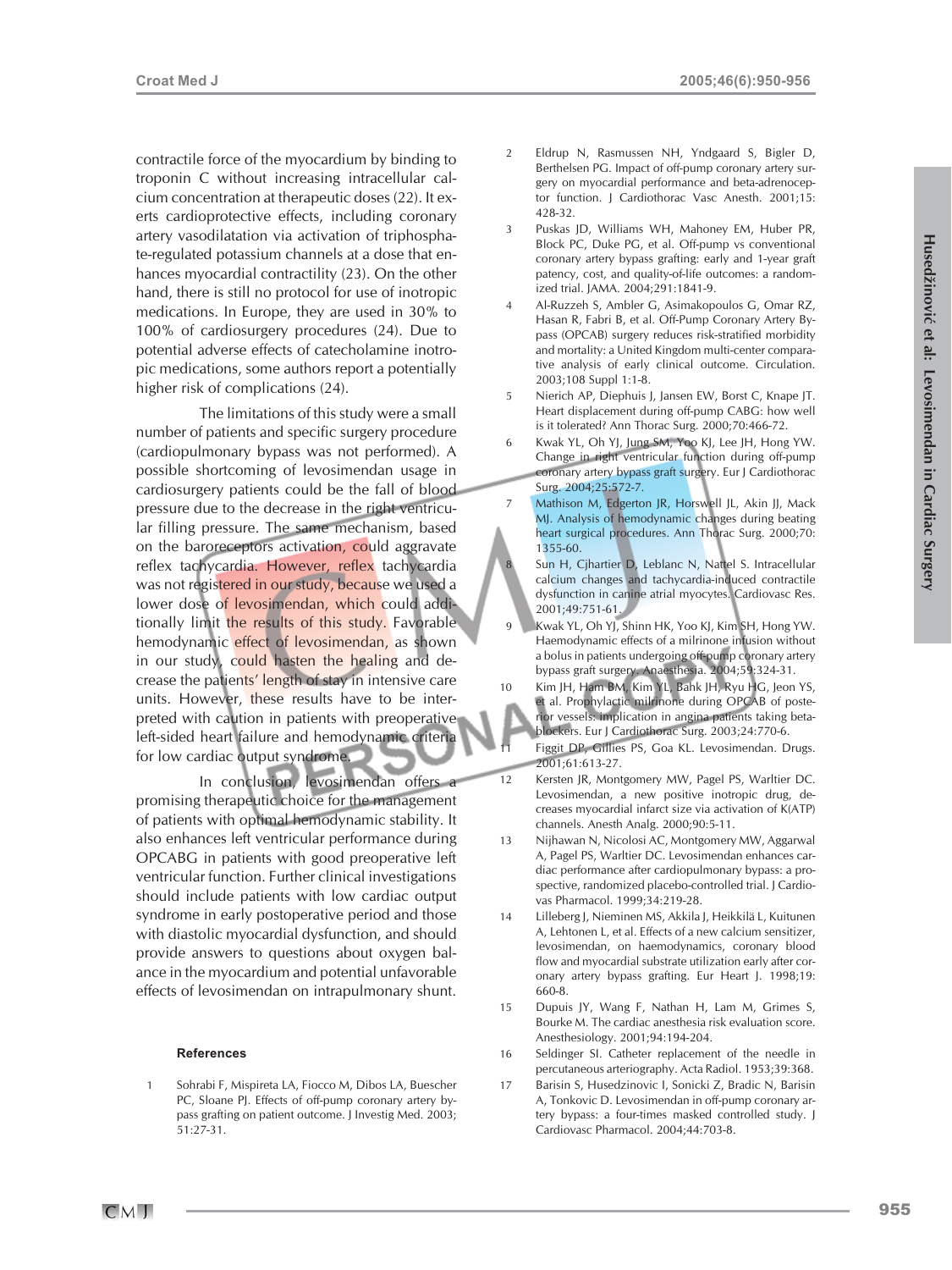contractile force of the myocardium by binding to troponin C without increasing intracellular calcium concentration at therapeutic doses (22). It exerts cardioprotective effects, including coronary artery vasodilatation via activation of triphosphate-regulated potassium channels at a dose that enhances myocardial contractility (23). On the other hand, there is still no protocol for use of inotropic medications. In Europe, they are used in 30% to 100% of cardiosurgery procedures (24). Due to potential adverse effects of catecholamine inotropic medications, some authors report a potentially higher risk of complications (24).

The limitations of this study were a small number of patients and specific surgery procedure (cardiopulmonary bypass was not performed). A possible shortcoming of levosimendan usage in cardiosurgery patients could be the fall of blood pressure due to the decrease in the right ventricular filling pressure. The same mechanism, based on the baroreceptors activation, could aggravate reflex tachycardia. However, reflex tachycardia was not registered in our study, because we used a lower dose of levosimendan, which could additionally limit the results of this study. Favorable hemodynamic effect of levosimendan, as shown in our study, could hasten the healing and decrease the patients' length of stay in intensive care units. However, these results have to be interpreted with caution in patients with preoperative left-sided heart failure and hemodynamic criteria for low cardiac output syndrome.

In conclusion, levosimendan offers a promising therapeutic choice for the management of patients with optimal hemodynamic stability. It also enhances left ventricular performance during OPCABG in patients with good preoperative left ventricular function. Further clinical investigations should include patients with low cardiac output syndrome in early postoperative period and those with diastolic myocardial dysfunction, and should provide answers to questions about oxygen balance in the myocardium and potential unfavorable effects of levosimendan on intrapulmonary shunt.

#### References

1. Sohrabi F, Mispireta LA, Fiocco M, Dibos LA, Buescher PC, Sloane PJ. Effects of off-pump coronary artery bypass grafting on patient outcome. J Investig Med. 2003; 51:27-31.
2. Eldrup N, Rasmussen NH, Yndgaard S, Bigler D, Berthelsen PG. Impact of off-pump coronary artery surgery on myocardial performance and beta-adrenoceptor function. J Cardiothorac Vasc Anesth. 2001;15: 428-32.
3. Puskas JD, Williams WH, Mahoney EM, Huber PR, Block PC, Duke PG, et al. Off-pump vs conventional coronary artery bypass grafting: early and 1-year graft patency, cost, and quality-of-life outcomes: a randomized trial. JAMA. 2004;291:1841-9.
4. Al-Ruzzeh S, Ambler G, Asimakopoulos G, Omar RZ, Hasan R, Fabri B, et al. Off-Pump Coronary Artery Bypass (OPCAB) surgery reduces risk-stratified morbidity and mortality: a United Kingdom multi-center comparative analysis of early clinical outcome. Circulation. 2003;108 Suppl 1:1-8.
5. Nierich AP, Diephuis J, Jansen EW, Borst C, Knape JT. Heart displacement during off-pump CABG: how well is it tolerated? Ann Thorac Surg. 2000;70:466-72.
6. Kwak YL, Oh YJ, Jung SM, Yoo KJ, Lee JH, Hong YW. Change in right ventricular function during off-pump coronary artery bypass graft surgery. Eur J Cardiothorac Surg. 2004;25:572-7.
7. Mathison M, Edgerton JR, Horswell JL, Akin JJ, Mack MJ. Analysis of hemodynamic changes during beating heart surgical procedures. Ann Thorac Surg. 2000;70: 1355-60.
8. Sun H, Cjhartier D, Leblanc N, Nattel S. Intracellular calcium changes and tachycardia-induced contractile dysfunction in canine atrial myocytes. Cardiovasc Res. 2001;49:751-61.
9. Kwak YL, Oh YJ, Shinn HK, Yoo KJ, Kim SH, Hong YW. Haemodynamic effects of a milrinone infusion without a bolus in patients undergoing off-pump coronary artery bypass graft surgery. Anaesthesia. 2004;59:324-31.
10. Kim JH, Ham BM, Kim YL, Bahk JH, Ryu HG, Jeon YS, et al. Prophylactic milrinone during OPCAB of posterior vessels: implication in angina patients taking beta-blockers. Eur J Cardiothorac Surg. 2003;24:770-6.
11. Figgit DP, Gillies PS, Goa KL. Levosimendan. Drugs. 2001;61:613-27.
12. Kersten JR, Montgomery MW, Pagel PS, Warltier DC. Levosimendan, a new positive inotropic drug, decreases myocardial infarct size via activation of K(ATP) channels. Anesth Analg. 2000;90:5-11.
13. Nijhawan N, Nicolosi AC, Montgomery MW, Aggarwal A, Pagel PS, Warltier DC. Levosimendan enhances cardiac performance after cardiopulmonary bypass: a prospective, randomized placebo-controlled trial. J Cardiovas Pharmacol. 1999;34:219-28.
14. Lilleberg J, Nieminen MS, Akkila J, Heikkilä L, Kuitunen A, Lehtonen L, et al. Effects of a new calcium sensitizer, levosimendan, on haemodynamics, coronary blood flow and myocardial substrate utilization early after coronary artery bypass grafting. Eur Heart J. 1998;19: 660-8.
15. Dupuis JY, Wang F, Nathan H, Lam M, Grimes S, Bourke M. The cardiac anesthesia risk evaluation score. Anesthesiology. 2001;94:194-204.
16. Seldinger SI. Catheter replacement of the needle in percutaneous arteriography. Acta Radiol. 1953;39:368.
17. Barisin S, Husedzinovic I, Sonicki Z, Bradic N, Barisin A, Tonkovic D. Levosimendan in off-pump coronary artery bypass: a four-times masked controlled study. J Cardiovasc Pharmacol. 2004;44:703-8.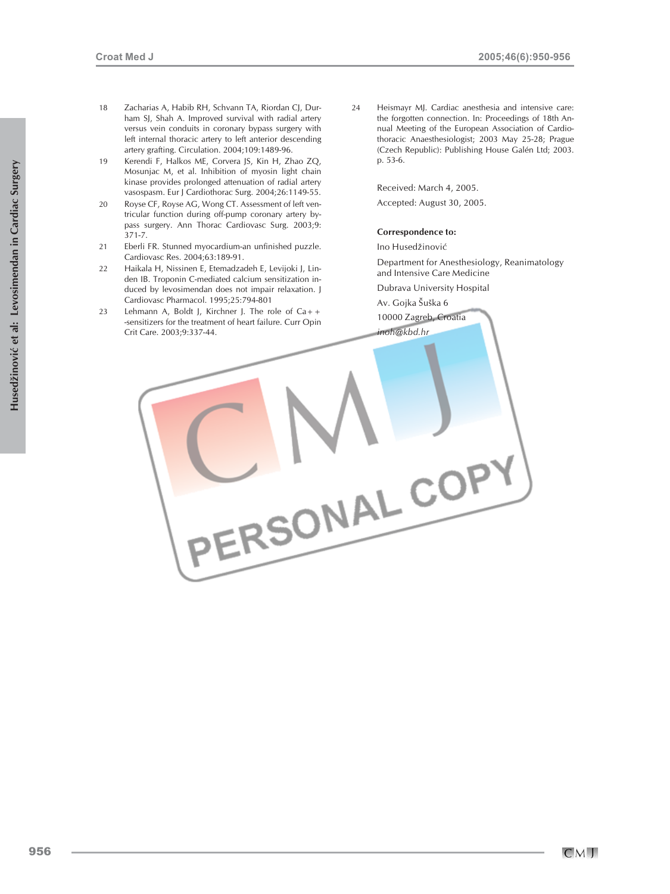18 Zacharias A, Habib RH, Schwann TA, Riordan CJ, Durham SJ, Shah A. Improved survival with radial artery versus vein conduits in coronary bypass surgery with left internal thoracic artery to left anterior descending artery grafting. Circulation. 2004;109:1489-96.

19 Kerendi F, Halkos ME, Corvera JS, Kin H, Zhao ZQ, Mosunjac M, et al. Inhibition of myosin light chain kinase provides prolonged attenuation of radial artery vasospasm. Eur J Cardiothorac Surg. 2004;26:1149-55.

20 Royse CF, Royse AG, Wong CT. Assessment of left ventricular function during off-pump coronary artery bypass surgery. Ann Thorac Cardiovasc Surg. 2003;9:371-7.

21 Eberli FR. Stunned myocardium-an unfinished puzzle. Cardiovasc Res. 2004;63:189-91.

22 Haikala H, Nissinen E, Etemadzadeh E, Levijoki J, Linden IB. Troponin C-mediated calcium sensitization induced by levosimendan does not impair relaxation. J Cardiovasc Pharmacol. 1995;25:794-801

23 Lehmann A, Boldt J, Kirchner J. The role of Ca++-sensitizers for the treatment of heart failure. Curr Opin Crit Care. 2003;9:337-44.

24 Heismayr MJ. Cardiac anesthesia and intensive care: the forgotten connection. In: Proceedings of 18th Annual Meeting of the European Association of Cardiothoracic Anaesthesiologist; 2003 May 25-28; Prague (Czech Republic): Publishing House Galén Ltd; 2003. p. 53-6.

Received: March 4, 2005.

Accepted: August 30, 2005.

**Correspondence to:**

Ino Husedžinović

Department for Anesthesiology, Reanimatology and Intensive Care Medicine

Dubrava University Hospital

Av. Gojka Šuška 6

10000 Zagreb, Croatia

*inoh@kbd.hr*